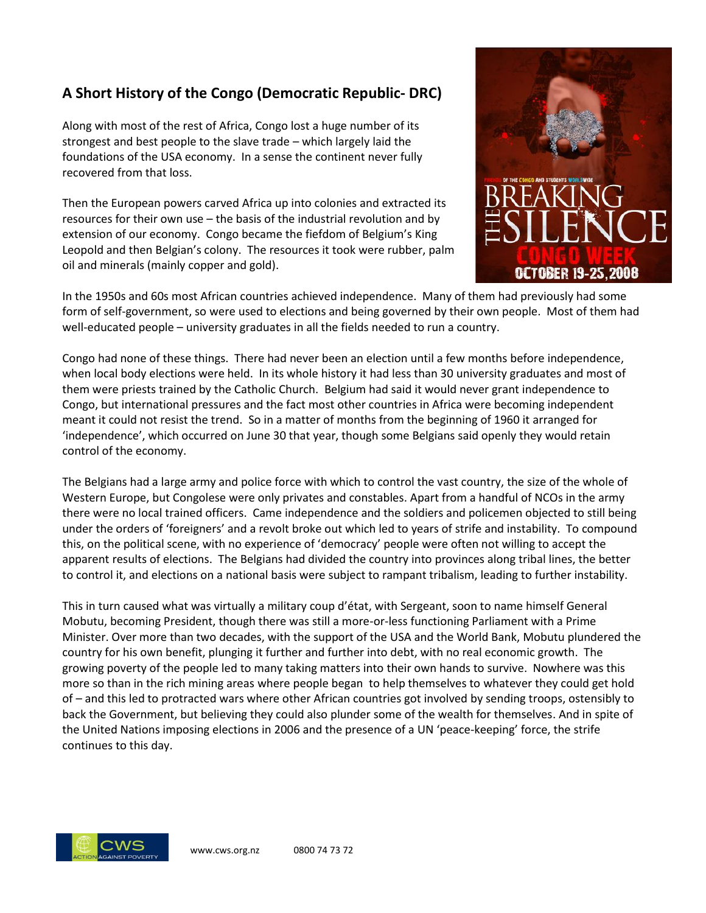## A Short History of the Congo (Democratic Republic- DRC)

Along with most of the rest of Africa, Congo lost a huge number of its strongest and best people to the slave trade – which largely laid the foundations of the USA economy. In a sense the continent never fully recovered from that loss.

Then the European powers carved Africa up into colonies and extracted its resources for their own use – the basis of the industrial revolution and by extension of our economy. Congo became the fiefdom of Belgium's King Leopold and then Belgian's colony. The resources it took were rubber, palm oil and minerals (mainly copper and gold).

In the 1950s and 60s most African countries achieved independence. Many of them had previously had some form of self-government, so were used to elections and being governed by their own people. Most of them had well-educated people – university graduates in all the fields needed to run a country.

Congo had none of these things. There had never been an election until a few months before independence, when local body elections were held. In its whole history it had less than 30 university graduates and most of them were priests trained by the Catholic Church. Belgium had said it would never grant independence to Congo, but international pressures and the fact most other countries in Africa were becoming independent meant it could not resist the trend. So in a matter of months from the beginning of 1960 it arranged for 'independence', which occurred on June 30 that year, though some Belgians said openly they would retain control of the economy.

The Belgians had a large army and police force with which to control the vast country, the size of the whole of Western Europe, but Congolese were only privates and constables. Apart from a handful of NCOs in the army there were no local trained officers. Came independence and the soldiers and policemen objected to still being under the orders of 'foreigners' and a revolt broke out which led to years of strife and instability. To compound this, on the political scene, with no experience of 'democracy' people were often not willing to accept the apparent results of elections. The Belgians had divided the country into provinces along tribal lines, the better to control it, and elections on a national basis were subject to rampant tribalism, leading to further instability.

This in turn caused what was virtually a military coup d'état, with Sergeant, soon to name himself General Mobutu, becoming President, though there was still a more-or-less functioning Parliament with a Prime Minister. Over more than two decades, with the support of the USA and the World Bank, Mobutu plundered the country for his own benefit, plunging it further and further into debt, with no real economic growth. The growing poverty of the people led to many taking matters into their own hands to survive. Nowhere was this more so than in the rich mining areas where people began to help themselves to whatever they could get hold of – and this led to protracted wars where other African countries got involved by sending troops, ostensibly to back the Government, but believing they could also plunder some of the wealth for themselves. And in spite of the United Nations imposing elections in 2006 and the presence of a UN 'peace-keeping' force, the strife continues to this day.

www.cws.org.nz 0800 74 73 72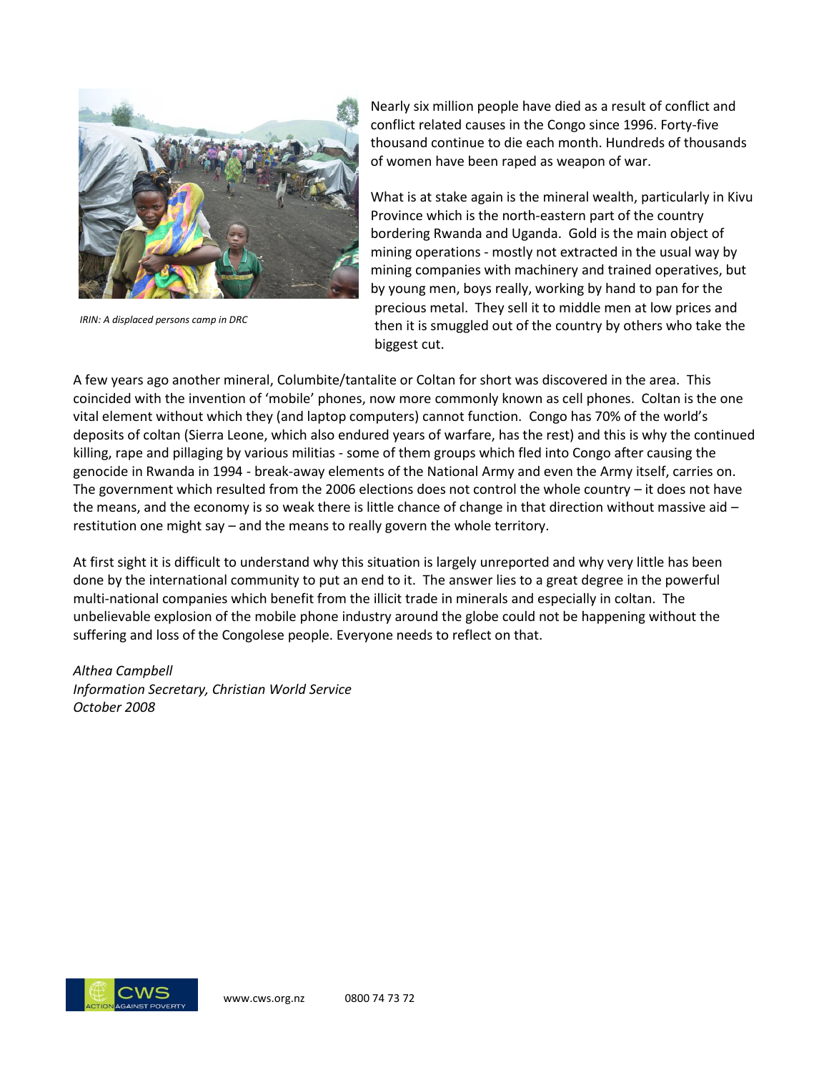Nearly six million people have died as a result of conflict and conflict related causes in the Congo since 1996. Forty-five thousand continue to die each month. Hundreds of thousands of women have been raped as weapon of war.

What is at stake again is the mineral wealth, particularly in Kivu Province which is the north-eastern part of the country bordering Rwanda and Uganda. Gold is the main object of mining operations - mostly not extracted in the usual way by mining companies with machinery and trained operatives, but by young men, boys really, working by hand to pan for the precious metal. They sell it to middle men at low prices and then it is smuggled out of the country by others who take the biggest cut.

*IRIN: A displaced persons camp in DRC*

A few years ago another mineral, Columbite/tantalite or Coltan for short was discovered in the area. This coincided with the invention of 'mobile' phones, now more commonly known as cell phones. Coltan is the one vital element without which they (and laptop computers) cannot function. Congo has 70% of the world's deposits of coltan (Sierra Leone, which also endured years of warfare, has the rest) and this is why the continued killing, rape and pillaging by various militias - some of them groups which fled into Congo after causing the genocide in Rwanda in 1994 - break-away elements of the National Army and even the Army itself, carries on. The government which resulted from the 2006 elections does not control the whole country – it does not have the means, and the economy is so weak there is little chance of change in that direction without massive aid – restitution one might say – and the means to really govern the whole territory.

At first sight it is difficult to understand why this situation is largely unreported and why very little has been done by the international community to put an end to it. The answer lies to a great degree in the powerful multi-national companies which benefit from the illicit trade in minerals and especially in coltan. The unbelievable explosion of the mobile phone industry around the globe could not be happening without the suffering and loss of the Congolese people. Everyone needs to reflect on that.

*Althea Campbell*
*Information Secretary, Christian World Service*
*October 2008*

CWS ACTION AGAINST POVERTY   www.cws.org.nz   0800 74 73 72